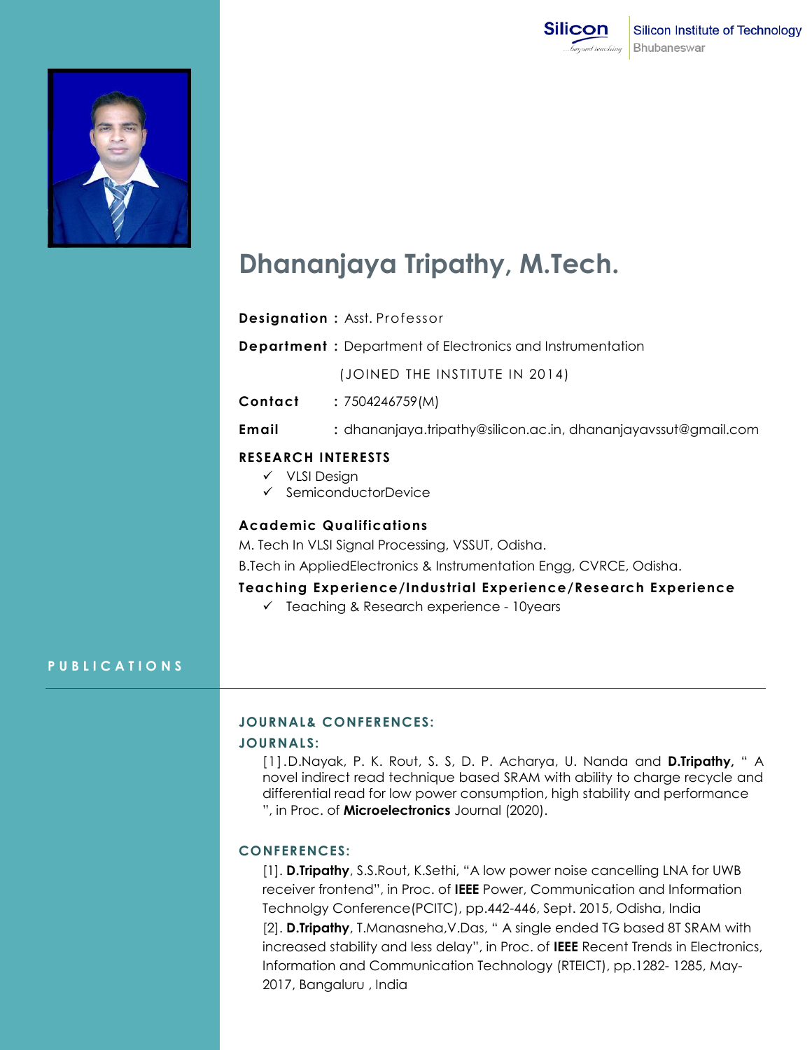Silicon Institute of Technology
Bhubaneswar

# Dhananjaya Tripathy, M.Tech.

**Designation :** Asst. Professor

**Department :** Department of Electronics and Instrumentation

(JOINED THE INSTITUTE IN 2014)

**Contact :** 7504246759(M)

**Email :** dhananjaya.tripathy@silicon.ac.in, dhananjayavssut@gmail.com

## RESEARCH INTERESTS

- ✓ VLSI Design
- ✓ SemiconductorDevice

## Academic Qualifications

M. Tech In VLSI Signal Processing, VSSUT, Odisha.

B.Tech in AppliedElectronics & Instrumentation Engg, CVRCE, Odisha.

## Teaching Experience/Industrial Experience/Research Experience

- ✓ Teaching & Research experience - 10years

## PUBLICATIONS

### JOURNAL& CONFERENCES:

### JOURNALS:

[1].D.Nayak, P. K. Rout, S. S, D. P. Acharya, U. Nanda and **D.Tripathy,** " A novel indirect read technique based SRAM with ability to charge recycle and differential read for low power consumption, high stability and performance ", in Proc. of **Microelectronics** Journal (2020).

### CONFERENCES:

[1]. **D.Tripathy**, S.S.Rout, K.Sethi, "A low power noise cancelling LNA for UWB receiver frontend", in Proc. of **IEEE** Power, Communication and Information Technolgy Conference(PCITC), pp.442-446, Sept. 2015, Odisha, India

[2]. **D.Tripathy**, T.Manasneha,V.Das, " A single ended TG based 8T SRAM with increased stability and less delay", in Proc. of **IEEE** Recent Trends in Electronics, Information and Communication Technology (RTEICT), pp.1282- 1285, May-2017, Bangaluru , India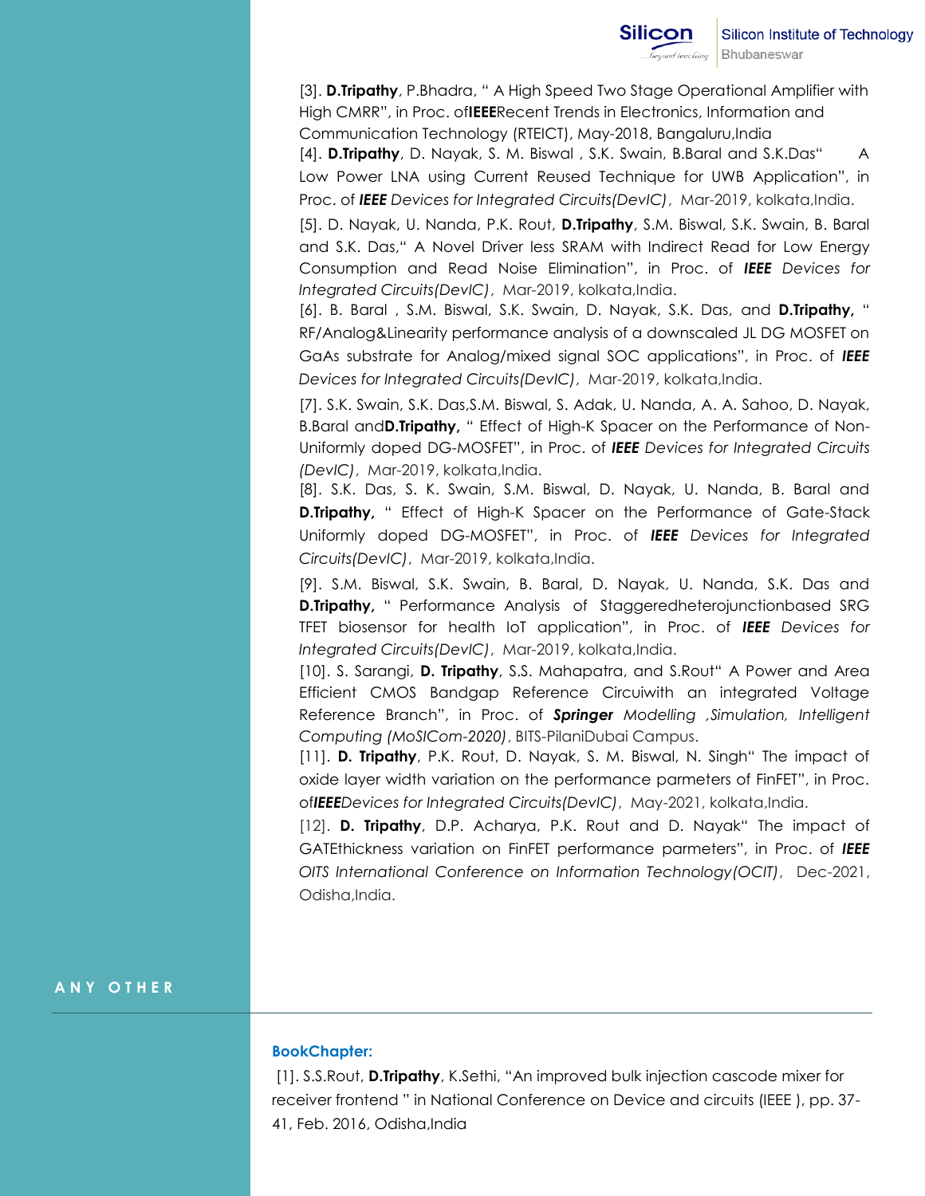[3]. **D.Tripathy**, P.Bhadra, " A High Speed Two Stage Operational Amplifier with High CMRR", in Proc. of**IEEE**Recent Trends in Electronics, Information and Communication Technology (RTEICT), May-2018, Bangaluru,India

[4]. **D.Tripathy**, D. Nayak, S. M. Biswal , S.K. Swain, B.Baral and S.K.Das" A Low Power LNA using Current Reused Technique for UWB Application", in Proc. of ***IEEE*** *Devices for Integrated Circuits(DevIC)*, Mar-2019, kolkata,India.

[5]. D. Nayak, U. Nanda, P.K. Rout, **D.Tripathy**, S.M. Biswal, S.K. Swain, B. Baral and S.K. Das," A Novel Driver less SRAM with Indirect Read for Low Energy Consumption and Read Noise Elimination", in Proc. of ***IEEE*** *Devices for Integrated Circuits(DevIC)*, Mar-2019, kolkata,India.

[6]. B. Baral , S.M. Biswal, S.K. Swain, D. Nayak, S.K. Das, and **D.Tripathy,** " RF/Analog&Linearity performance analysis of a downscaled JL DG MOSFET on GaAs substrate for Analog/mixed signal SOC applications", in Proc. of ***IEEE*** *Devices for Integrated Circuits(DevIC)*, Mar-2019, kolkata,India.

[7]. S.K. Swain, S.K. Das,S.M. Biswal, S. Adak, U. Nanda, A. A. Sahoo, D. Nayak, B.Baral and**D.Tripathy,** " Effect of High-K Spacer on the Performance of Non-Uniformly doped DG-MOSFET", in Proc. of ***IEEE*** *Devices for Integrated Circuits (DevIC)*, Mar-2019, kolkata,India.

[8]. S.K. Das, S. K. Swain, S.M. Biswal, D. Nayak, U. Nanda, B. Baral and **D.Tripathy,** " Effect of High-K Spacer on the Performance of Gate-Stack Uniformly doped DG-MOSFET", in Proc. of ***IEEE*** *Devices for Integrated Circuits(DevIC)*, Mar-2019, kolkata,India.

[9]. S.M. Biswal, S.K. Swain, B. Baral, D. Nayak, U. Nanda, S.K. Das and **D.Tripathy,** " Performance Analysis of Staggeredheterojunctionbased SRG TFET biosensor for health IoT application", in Proc. of ***IEEE*** *Devices for Integrated Circuits(DevIC)*, Mar-2019, kolkata,India.

[10]. S. Sarangi, **D. Tripathy**, S.S. Mahapatra, and S.Rout" A Power and Area Efficient CMOS Bandgap Reference Circuiwith an integrated Voltage Reference Branch", in Proc. of ***Springer*** *Modelling ,Simulation, Intelligent Computing (MoSICom-2020)*, BITS-PilaniDubai Campus.

[11]. **D. Tripathy**, P.K. Rout, D. Nayak, S. M. Biswal, N. Singh" The impact of oxide layer width variation on the performance parmeters of FinFET", in Proc. of***IEEE****Devices for Integrated Circuits(DevIC)*, May-2021, kolkata,India.

[12]. **D. Tripathy**, D.P. Acharya, P.K. Rout and D. Nayak" The impact of GATEthickness variation on FinFET performance parmeters", in Proc. of ***IEEE*** *OITS International Conference on Information Technology(OCIT)*, Dec-2021, Odisha,India.

## ANY OTHER

**BookChapter:**

[1]. S.S.Rout, **D.Tripathy**, K.Sethi, "An improved bulk injection cascode mixer for receiver frontend " in National Conference on Device and circuits (IEEE ), pp. 37-41, Feb. 2016, Odisha,India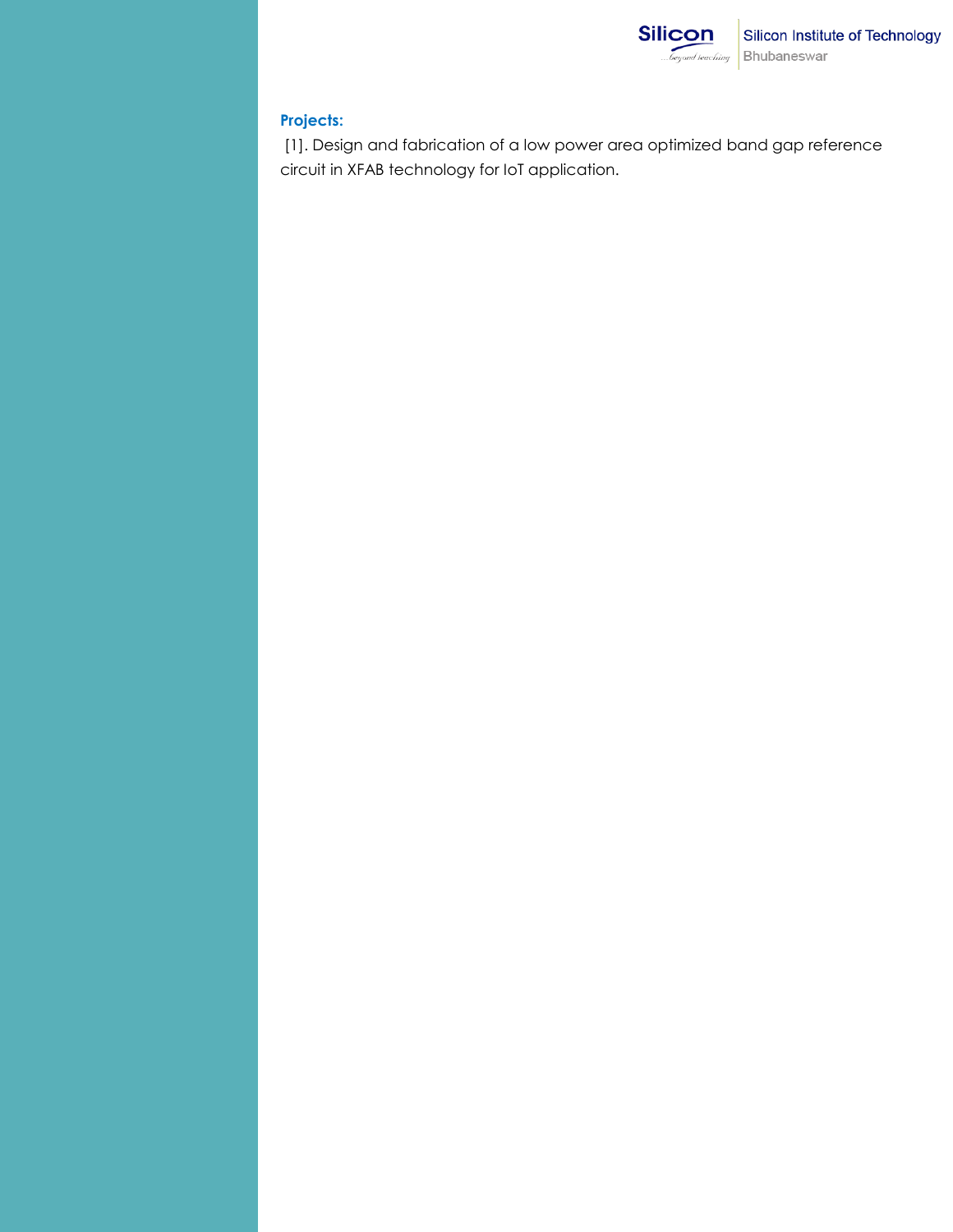**Projects:**

[1]. Design and fabrication of a low power area optimized band gap reference circuit in XFAB technology for IoT application.